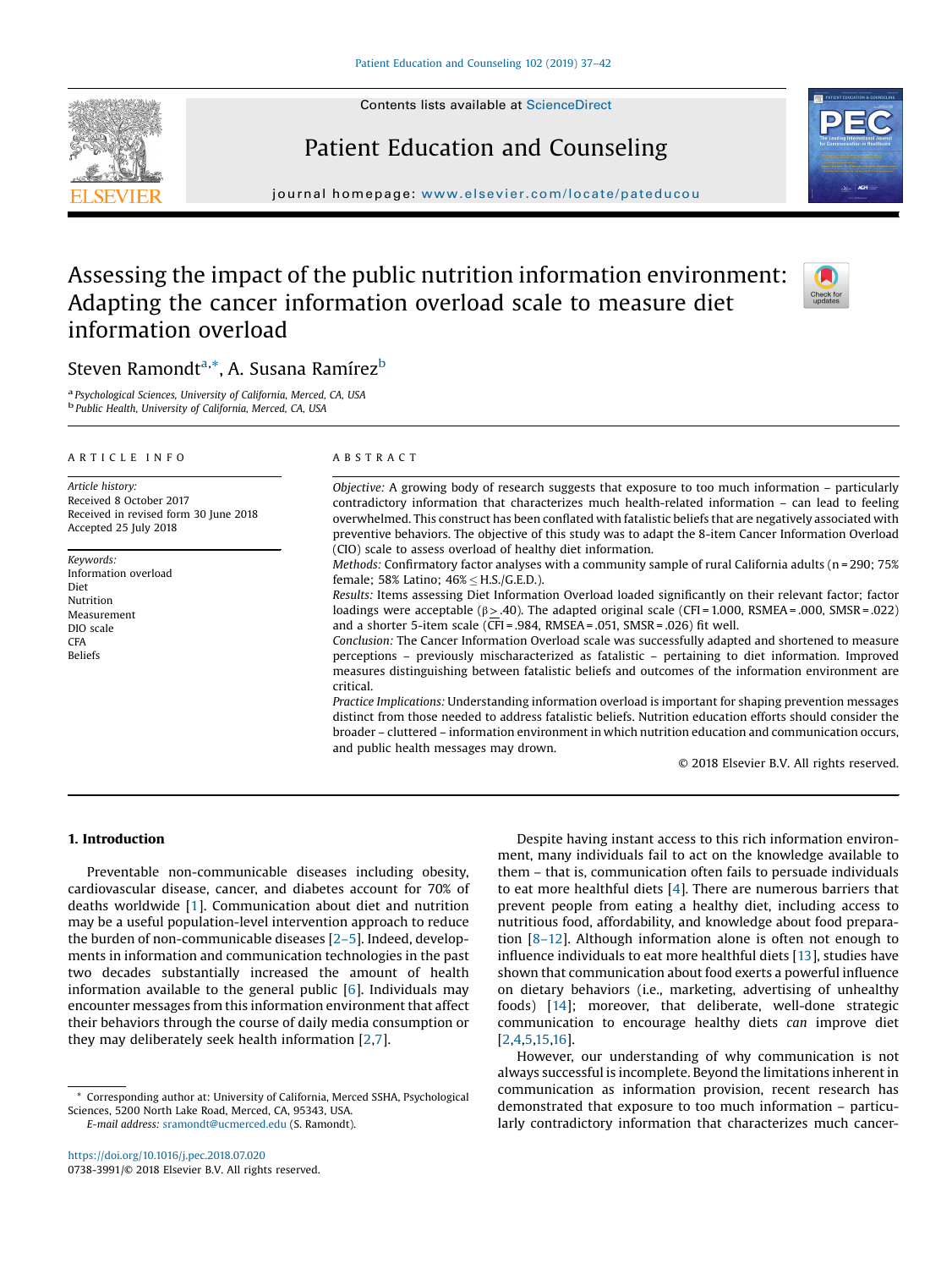# Assessing the impact of the public nutrition information environment: Adapting the cancer information overload scale to measure diet information overload

Steven Ramondt[a,*], A. Susana Ramírez[b]

[a] Psychological Sciences, University of California, Merced, CA, USA
[b] Public Health, University of California, Merced, CA, USA

ARTICLE INFO

*Article history:*
Received 8 October 2017
Received in revised form 30 June 2018
Accepted 25 July 2018

*Keywords:*
Information overload
Diet
Nutrition
Measurement
DIO scale
CFA
Beliefs

ABSTRACT

*Objective:* A growing body of research suggests that exposure to too much information – particularly contradictory information that characterizes much health-related information – can lead to feeling overwhelmed. This construct has been conflated with fatalistic beliefs that are negatively associated with preventive behaviors. The objective of this study was to adapt the 8-item Cancer Information Overload (CIO) scale to assess overload of healthy diet information.

*Methods:* Confirmatory factor analyses with a community sample of rural California adults (n = 290; 75% female; 58% Latino; 46% ≤ H.S./G.E.D.).

*Results:* Items assessing Diet Information Overload loaded significantly on their relevant factor; factor loadings were acceptable ($\beta \geq .40$). The adapted original scale (CFI = 1.000, RSMEA = .000, SMSR = .022) and a shorter 5-item scale (CFI = .984, RMSEA = .051, SMSR = .026) fit well.

*Conclusion:* The Cancer Information Overload scale was successfully adapted and shortened to measure perceptions – previously mischaracterized as fatalistic – pertaining to diet information. Improved measures distinguishing between fatalistic beliefs and outcomes of the information environment are critical.

*Practice Implications:* Understanding information overload is important for shaping prevention messages distinct from those needed to address fatalistic beliefs. Nutrition education efforts should consider the broader – cluttered – information environment in which nutrition education and communication occurs, and public health messages may drown.

© 2018 Elsevier B.V. All rights reserved.

## 1. Introduction

Preventable non-communicable diseases including obesity, cardiovascular disease, cancer, and diabetes account for 70% of deaths worldwide [1]. Communication about diet and nutrition may be a useful population-level intervention approach to reduce the burden of non-communicable diseases [2–5]. Indeed, developments in information and communication technologies in the past two decades substantially increased the amount of health information available to the general public [6]. Individuals may encounter messages from this information environment that affect their behaviors through the course of daily media consumption or they may deliberately seek health information [2,7].

Despite having instant access to this rich information environment, many individuals fail to act on the knowledge available to them – that is, communication often fails to persuade individuals to eat more healthful diets [4]. There are numerous barriers that prevent people from eating a healthy diet, including access to nutritious food, affordability, and knowledge about food preparation [8–12]. Although information alone is often not enough to influence individuals to eat more healthful diets [13], studies have shown that communication about food exerts a powerful influence on dietary behaviors (i.e., marketing, advertising of unhealthy foods) [14]; moreover, that deliberate, well-done strategic communication to encourage healthy diets *can* improve diet [2,4,5,15,16].

However, our understanding of why communication is not always successful is incomplete. Beyond the limitations inherent in communication as information provision, recent research has demonstrated that exposure to too much information – particularly contradictory information that characterizes much cancer-

* Corresponding author at: University of California, Merced SSHA, Psychological Sciences, 5200 North Lake Road, Merced, CA, 95343, USA.
*E-mail address:* sramondt@ucmerced.edu (S. Ramondt).

https://doi.org/10.1016/j.pec.2018.07.020
0738-3991/© 2018 Elsevier B.V. All rights reserved.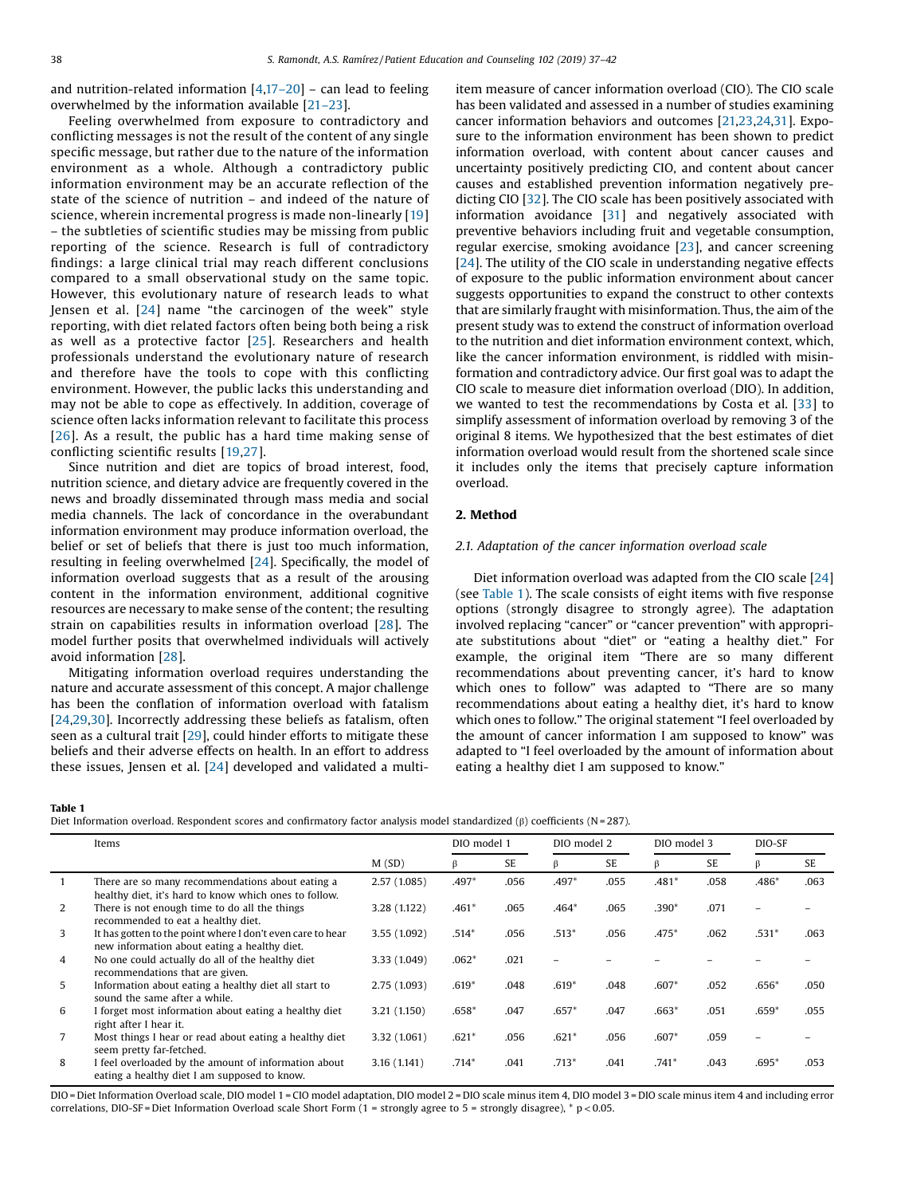and nutrition-related information [4,17–20] – can lead to feeling overwhelmed by the information available [21–23].

Feeling overwhelmed from exposure to contradictory and conflicting messages is not the result of the content of any single specific message, but rather due to the nature of the information environment as a whole. Although a contradictory public information environment may be an accurate reflection of the state of the science of nutrition – and indeed of the nature of science, wherein incremental progress is made non-linearly [19] – the subtleties of scientific studies may be missing from public reporting of the science. Research is full of contradictory findings: a large clinical trial may reach different conclusions compared to a small observational study on the same topic. However, this evolutionary nature of research leads to what Jensen et al. [24] name "the carcinogen of the week" style reporting, with diet related factors often being both being a risk as well as a protective factor [25]. Researchers and health professionals understand the evolutionary nature of research and therefore have the tools to cope with this conflicting environment. However, the public lacks this understanding and may not be able to cope as effectively. In addition, coverage of science often lacks information relevant to facilitate this process [26]. As a result, the public has a hard time making sense of conflicting scientific results [19,27].

Since nutrition and diet are topics of broad interest, food, nutrition science, and dietary advice are frequently covered in the news and broadly disseminated through mass media and social media channels. The lack of concordance in the overabundant information environment may produce information overload, the belief or set of beliefs that there is just too much information, resulting in feeling overwhelmed [24]. Specifically, the model of information overload suggests that as a result of the arousing content in the information environment, additional cognitive resources are necessary to make sense of the content; the resulting strain on capabilities results in information overload [28]. The model further posits that overwhelmed individuals will actively avoid information [28].

Mitigating information overload requires understanding the nature and accurate assessment of this concept. A major challenge has been the conflation of information overload with fatalism [24,29,30]. Incorrectly addressing these beliefs as fatalism, often seen as a cultural trait [29], could hinder efforts to mitigate these beliefs and their adverse effects on health. In an effort to address these issues, Jensen et al. [24] developed and validated a multi-item measure of cancer information overload (CIO). The CIO scale has been validated and assessed in a number of studies examining cancer information behaviors and outcomes [21,23,24,31]. Exposure to the information environment has been shown to predict information overload, with content about cancer causes and uncertainty positively predicting CIO, and content about cancer causes and established prevention information negatively predicting CIO [32]. The CIO scale has been positively associated with information avoidance [31] and negatively associated with preventive behaviors including fruit and vegetable consumption, regular exercise, smoking avoidance [23], and cancer screening [24]. The utility of the CIO scale in understanding negative effects of exposure to the public information environment about cancer suggests opportunities to expand the construct to other contexts that are similarly fraught with misinformation. Thus, the aim of the present study was to extend the construct of information overload to the nutrition and diet information environment context, which, like the cancer information environment, is riddled with misinformation and contradictory advice. Our first goal was to adapt the CIO scale to measure diet information overload (DIO). In addition, we wanted to test the recommendations by Costa et al. [33] to simplify assessment of information overload by removing 3 of the original 8 items. We hypothesized that the best estimates of diet information overload would result from the shortened scale since it includes only the items that precisely capture information overload.

## 2. Method

### 2.1. Adaptation of the cancer information overload scale

Diet information overload was adapted from the CIO scale [24] (see Table 1). The scale consists of eight items with five response options (strongly disagree to strongly agree). The adaptation involved replacing "cancer" or "cancer prevention" with appropriate substitutions about "diet" or "eating a healthy diet." For example, the original item "There are so many different recommendations about preventing cancer, it's hard to know which ones to follow" was adapted to "There are so many recommendations about eating a healthy diet, it's hard to know which ones to follow." The original statement "I feel overloaded by the amount of cancer information I am supposed to know" was adapted to "I feel overloaded by the amount of information about eating a healthy diet I am supposed to know."

**Table 1**
Diet Information overload. Respondent scores and confirmatory factor analysis model standardized (β) coefficients (N = 287).

| | Items | M (SD) | DIO model 1 | | DIO model 2 | | DIO model 3 | | DIO-SF | |
|---|---|---|---|---|---|---|---|---|---|---|
| | | | β | SE | β | SE | β | SE | β | SE |
| 1 | There are so many recommendations about eating a healthy diet, it's hard to know which ones to follow. | 2.57 (1.085) | .497* | .056 | .497* | .055 | .481* | .058 | .486* | .063 |
| 2 | There is not enough time to do all the things recommended to eat a healthy diet. | 3.28 (1.122) | .461* | .065 | .464* | .065 | .390* | .071 | – | – |
| 3 | It has gotten to the point where I don't even care to hear new information about eating a healthy diet. | 3.55 (1.092) | .514* | .056 | .513* | .056 | .475* | .062 | .531* | .063 |
| 4 | No one could actually do all of the healthy diet recommendations that are given. | 3.33 (1.049) | .062* | .021 | – | – | – | – | – | – |
| 5 | Information about eating a healthy diet all start to sound the same after a while. | 2.75 (1.093) | .619* | .048 | .619* | .048 | .607* | .052 | .656* | .050 |
| 6 | I forget most information about eating a healthy diet right after I hear it. | 3.21 (1.150) | .658* | .047 | .657* | .047 | .663* | .051 | .659* | .055 |
| 7 | Most things I hear or read about eating a healthy diet seem pretty far-fetched. | 3.32 (1.061) | .621* | .056 | .621* | .056 | .607* | .059 | – | – |
| 8 | I feel overloaded by the amount of information about eating a healthy diet I am supposed to know. | 3.16 (1.141) | .714* | .041 | .713* | .041 | .741* | .043 | .695* | .053 |

DIO = Diet Information Overload scale, DIO model 1 = CIO model adaptation, DIO model 2 = DIO scale minus item 4, DIO model 3 = DIO scale minus item 4 and including error correlations, DIO-SF = Diet Information Overload scale Short Form (1 = strongly agree to 5 = strongly disagree), * $p < 0.05$.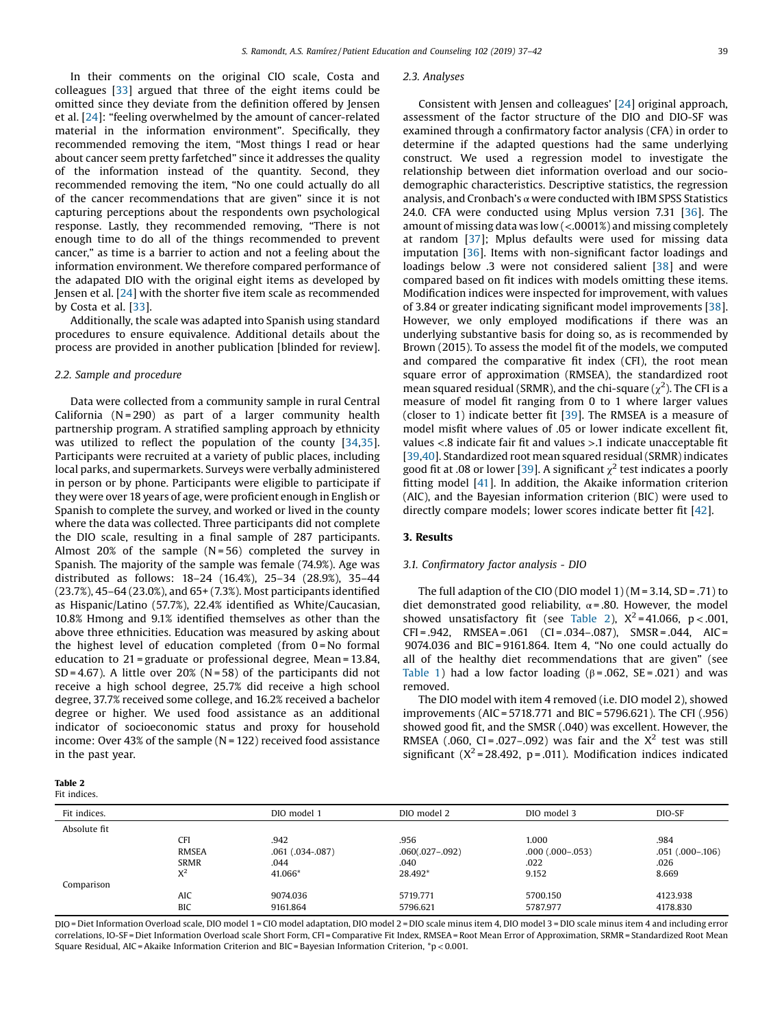In their comments on the original CIO scale, Costa and colleagues [33] argued that three of the eight items could be omitted since they deviate from the definition offered by Jensen et al. [24]: "feeling overwhelmed by the amount of cancer-related material in the information environment". Specifically, they recommended removing the item, "Most things I read or hear about cancer seem pretty farfetched" since it addresses the quality of the information instead of the quantity. Second, they recommended removing the item, "No one could actually do all of the cancer recommendations that are given" since it is not capturing perceptions about the respondents own psychological response. Lastly, they recommended removing, "There is not enough time to do all of the things recommended to prevent cancer," as time is a barrier to action and not a feeling about the information environment. We therefore compared performance of the adapated DIO with the original eight items as developed by Jensen et al. [24] with the shorter five item scale as recommended by Costa et al. [33].

Additionally, the scale was adapted into Spanish using standard procedures to ensure equivalence. Additional details about the process are provided in another publication [blinded for review].

### 2.2. Sample and procedure

Data were collected from a community sample in rural Central California (N = 290) as part of a larger community health partnership program. A stratified sampling approach by ethnicity was utilized to reflect the population of the county [34,35]. Participants were recruited at a variety of public places, including local parks, and supermarkets. Surveys were verbally administered in person or by phone. Participants were eligible to participate if they were over 18 years of age, were proficient enough in English or Spanish to complete the survey, and worked or lived in the county where the data was collected. Three participants did not complete the DIO scale, resulting in a final sample of 287 participants. Almost 20% of the sample (N = 56) completed the survey in Spanish. The majority of the sample was female (74.9%). Age was distributed as follows: 18–24 (16.4%), 25–34 (28.9%), 35–44 (23.7%), 45–64 (23.0%), and 65+ (7.3%). Most participants identified as Hispanic/Latino (57.7%), 22.4% identified as White/Caucasian, 10.8% Hmong and 9.1% identified themselves as other than the above three ethnicities. Education was measured by asking about the highest level of education completed (from 0 = No formal education to 21 = graduate or professional degree, Mean = 13.84, SD = 4.67). A little over 20% (N = 58) of the participants did not receive a high school degree, 25.7% did receive a high school degree, 37.7% received some college, and 16.2% received a bachelor degree or higher. We used food assistance as an additional indicator of socioeconomic status and proxy for household income: Over 43% of the sample (N = 122) received food assistance in the past year.

### 2.3. Analyses

Consistent with Jensen and colleagues' [24] original approach, assessment of the factor structure of the DIO and DIO-SF was examined through a confirmatory factor analysis (CFA) in order to determine if the adapted questions had the same underlying construct. We used a regression model to investigate the relationship between diet information overload and our socio-demographic characteristics. Descriptive statistics, the regression analysis, and Cronbach's α were conducted with IBM SPSS Statistics 24.0. CFA were conducted using Mplus version 7.31 [36]. The amount of missing data was low (<.0001%) and missing completely at random [37]; Mplus defaults were used for missing data imputation [36]. Items with non-significant factor loadings and loadings below .3 were not considered salient [38] and were compared based on fit indices with models omitting these items. Modification indices were inspected for improvement, with values of 3.84 or greater indicating significant model improvements [38]. However, we only employed modifications if there was an underlying substantive basis for doing so, as is recommended by Brown (2015). To assess the model fit of the models, we computed and compared the comparative fit index (CFI), the root mean square error of approximation (RMSEA), the standardized root mean squared residual (SRMR), and the chi-square ($\chi^2$). The CFI is a measure of model fit ranging from 0 to 1 where larger values (closer to 1) indicate better fit [39]. The RMSEA is a measure of model misfit where values of .05 or lower indicate excellent fit, values <.8 indicate fair fit and values >.1 indicate unacceptable fit [39,40]. Standardized root mean squared residual (SRMR) indicates good fit at .08 or lower [39]. A significant $\chi^2$ test indicates a poorly fitting model [41]. In addition, the Akaike information criterion (AIC), and the Bayesian information criterion (BIC) were used to directly compare models; lower scores indicate better fit [42].

## 3. Results

### 3.1. Confirmatory factor analysis - DIO

The full adaption of the CIO (DIO model 1) (M = 3.14, SD = .71) to diet demonstrated good reliability, α = .80. However, the model showed unsatisfactory fit (see Table 2), $X^2$ = 41.066, $p < .001$, CFI = .942, RMSEA = .061 (CI = .034–.087), SMSR = .044, AIC = 9074.036 and BIC = 9161.864. Item 4, "No one could actually do all of the healthy diet recommendations that are given" (see Table 1) had a low factor loading (β = .062, SE = .021) and was removed.

The DIO model with item 4 removed (i.e. DIO model 2), showed improvements (AIC = 5718.771 and BIC = 5796.621). The CFI (.956) showed good fit, and the SMSR (.040) was excellent. However, the RMSEA (.060, CI = .027–.092) was fair and the $X^2$ test was still significant ($X^2$ = 28.492, p = .011). Modification indices indicated

**Table 2**
Fit indices.

| Fit indices. | | DIO model 1 | DIO model 2 | DIO model 3 | DIO-SF |
|---|---|---|---|---|---|
| Absolute fit | | | | | |
| | CFI | .942 | .956 | 1.000 | .984 |
| | RMSEA | .061 (.034-.087) | .060(.027–.092) | .000 (.000–.053) | .051 (.000–.106) |
| | SRMR | .044 | .040 | .022 | .026 |
| | $X^2$ | 41.066* | 28.492* | 9.152 | 8.669 |
| Comparison | | | | | |
| | AIC | 9074.036 | 5719.771 | 5700.150 | 4123.938 |
| | BIC | 9161.864 | 5796.621 | 5787.977 | 4178.830 |

DIO = Diet Information Overload scale, DIO model 1 = CIO model adaptation, DIO model 2 = DIO scale minus item 4, DIO model 3 = DIO scale minus item 4 and including error correlations, IO-SF = Diet Information Overload scale Short Form, CFI = Comparative Fit Index, RMSEA = Root Mean Error of Approximation, SRMR = Standardized Root Mean Square Residual, AIC = Akaike Information Criterion and BIC = Bayesian Information Criterion, *p < 0.001.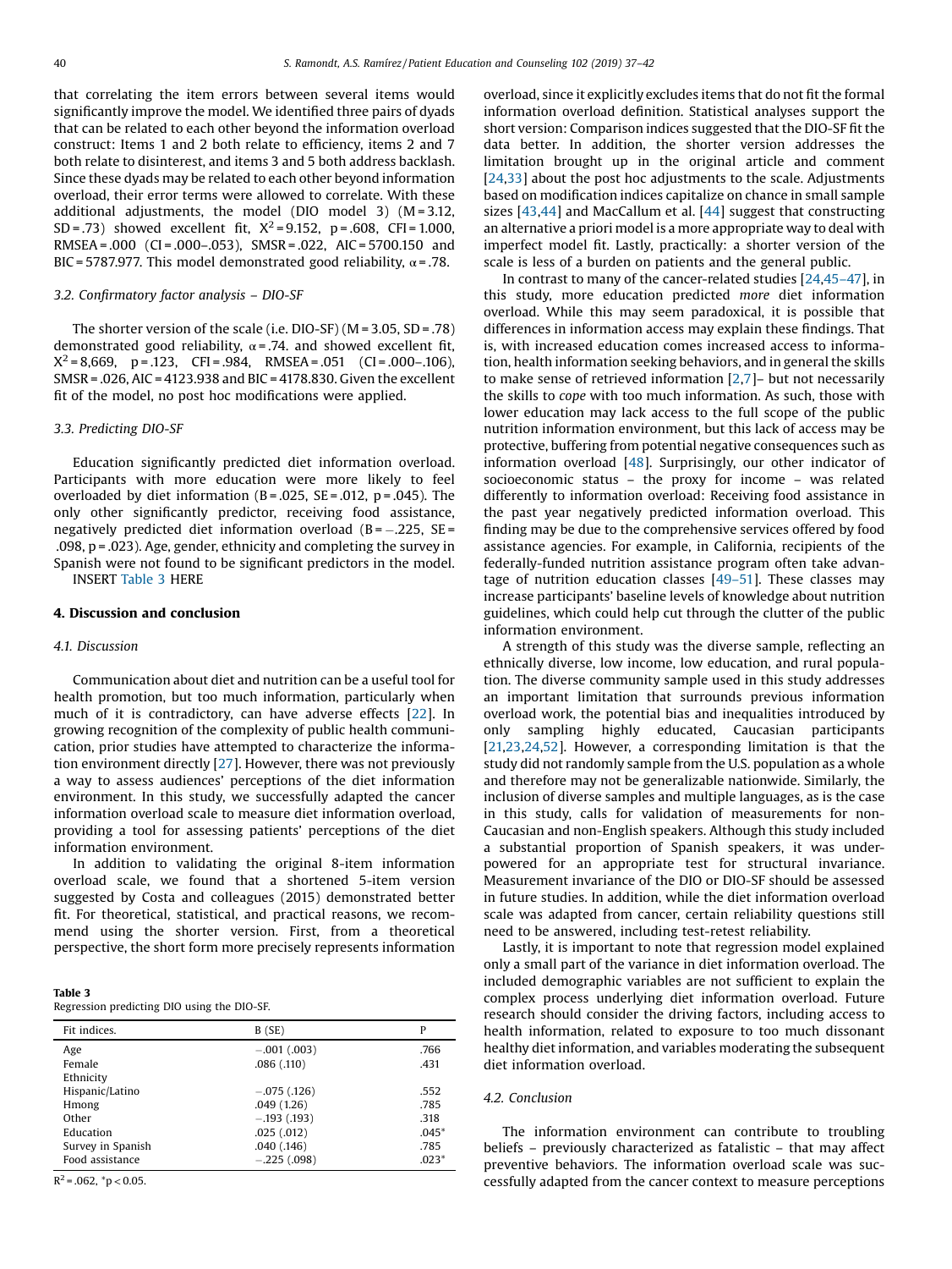that correlating the item errors between several items would significantly improve the model. We identified three pairs of dyads that can be related to each other beyond the information overload construct: Items 1 and 2 both relate to efficiency, items 2 and 7 both relate to disinterest, and items 3 and 5 both address backlash. Since these dyads may be related to each other beyond information overload, their error terms were allowed to correlate. With these additional adjustments, the model (DIO model 3) (M = 3.12, SD = .73) showed excellent fit, $X^2 = 9.152$, p = .608, CFI = 1.000, RMSEA = .000 (CI = .000–.053), SMSR = .022, AIC = 5700.150 and BIC = 5787.977. This model demonstrated good reliability, α = .78.

### 3.2. Confirmatory factor analysis – DIO-SF

The shorter version of the scale (i.e. DIO-SF) (M = 3.05, SD = .78) demonstrated good reliability, α = .74. and showed excellent fit, $X^2 = 8{,}669$, p = .123, CFI = .984, RMSEA = .051 (CI = .000–.106), SMSR = .026, AIC = 4123.938 and BIC = 4178.830. Given the excellent fit of the model, no post hoc modifications were applied.

### 3.3. Predicting DIO-SF

Education significantly predicted diet information overload. Participants with more education were more likely to feel overloaded by diet information (B = .025, SE = .012, p = .045). The only other significantly predictor, receiving food assistance, negatively predicted diet information overload (B = −.225, SE = .098, p = .023). Age, gender, ethnicity and completing the survey in Spanish were not found to be significant predictors in the model.

INSERT Table 3 HERE

## 4. Discussion and conclusion

### 4.1. Discussion

Communication about diet and nutrition can be a useful tool for health promotion, but too much information, particularly when much of it is contradictory, can have adverse effects [22]. In growing recognition of the complexity of public health communication, prior studies have attempted to characterize the information environment directly [27]. However, there was not previously a way to assess audiences' perceptions of the diet information environment. In this study, we successfully adapted the cancer information overload scale to measure diet information overload, providing a tool for assessing patients' perceptions of the diet information environment.

In addition to validating the original 8-item information overload scale, we found that a shortened 5-item version suggested by Costa and colleagues (2015) demonstrated better fit. For theoretical, statistical, and practical reasons, we recommend using the shorter version. First, from a theoretical perspective, the short form more precisely represents information overload, since it explicitly excludes items that do not fit the formal information overload definition. Statistical analyses support the short version: Comparison indices suggested that the DIO-SF fit the data better. In addition, the shorter version addresses the limitation brought up in the original article and comment [24,33] about the post hoc adjustments to the scale. Adjustments based on modification indices capitalize on chance in small sample sizes [43,44] and MacCallum et al. [44] suggest that constructing an alternative a priori model is a more appropriate way to deal with imperfect model fit. Lastly, practically: a shorter version of the scale is less of a burden on patients and the general public.

In contrast to many of the cancer-related studies [24,45–47], in this study, more education predicted *more* diet information overload. While this may seem paradoxical, it is possible that differences in information access may explain these findings. That is, with increased education comes increased access to information, health information seeking behaviors, and in general the skills to make sense of retrieved information [2,7]– but not necessarily the skills to *cope* with too much information. As such, those with lower education may lack access to the full scope of the public nutrition information environment, but this lack of access may be protective, buffering from potential negative consequences such as information overload [48]. Surprisingly, our other indicator of socioeconomic status – the proxy for income – was related differently to information overload: Receiving food assistance in the past year negatively predicted information overload. This finding may be due to the comprehensive services offered by food assistance agencies. For example, in California, recipients of the federally-funded nutrition assistance program often take advantage of nutrition education classes [49–51]. These classes may increase participants' baseline levels of knowledge about nutrition guidelines, which could help cut through the clutter of the public information environment.

A strength of this study was the diverse sample, reflecting an ethnically diverse, low income, low education, and rural population. The diverse community sample used in this study addresses an important limitation that surrounds previous information overload work, the potential bias and inequalities introduced by only sampling highly educated, Caucasian participants [21,23,24,52]. However, a corresponding limitation is that the study did not randomly sample from the U.S. population as a whole and therefore may not be generalizable nationwide. Similarly, the inclusion of diverse samples and multiple languages, as is the case in this study, calls for validation of measurements for non-Caucasian and non-English speakers. Although this study included a substantial proportion of Spanish speakers, it was underpowered for an appropriate test for structural invariance. Measurement invariance of the DIO or DIO-SF should be assessed in future studies. In addition, while the diet information overload scale was adapted from cancer, certain reliability questions still need to be answered, including test-retest reliability.

Lastly, it is important to note that regression model explained only a small part of the variance in diet information overload. The included demographic variables are not sufficient to explain the complex process underlying diet information overload. Future research should consider the driving factors, including access to health information, related to exposure to too much dissonant healthy diet information, and variables moderating the subsequent diet information overload.

### 4.2. Conclusion

The information environment can contribute to troubling beliefs – previously characterized as fatalistic – that may affect preventive behaviors. The information overload scale was successfully adapted from the cancer context to measure perceptions

**Table 3**
Regression predicting DIO using the DIO-SF.

| Fit indices. | B (SE) | P |
|---|---|---|
| Age | −.001 (.003) | .766 |
| Female | .086 (.110) | .431 |
| Ethnicity | | |
| Hispanic/Latino | −.075 (.126) | .552 |
| Hmong | .049 (1.26) | .785 |
| Other | −.193 (.193) | .318 |
| Education | .025 (.012) | .045* |
| Survey in Spanish | .040 (.146) | .785 |
| Food assistance | −.225 (.098) | .023* |

$R^2 = .062$, *$p < 0.05$.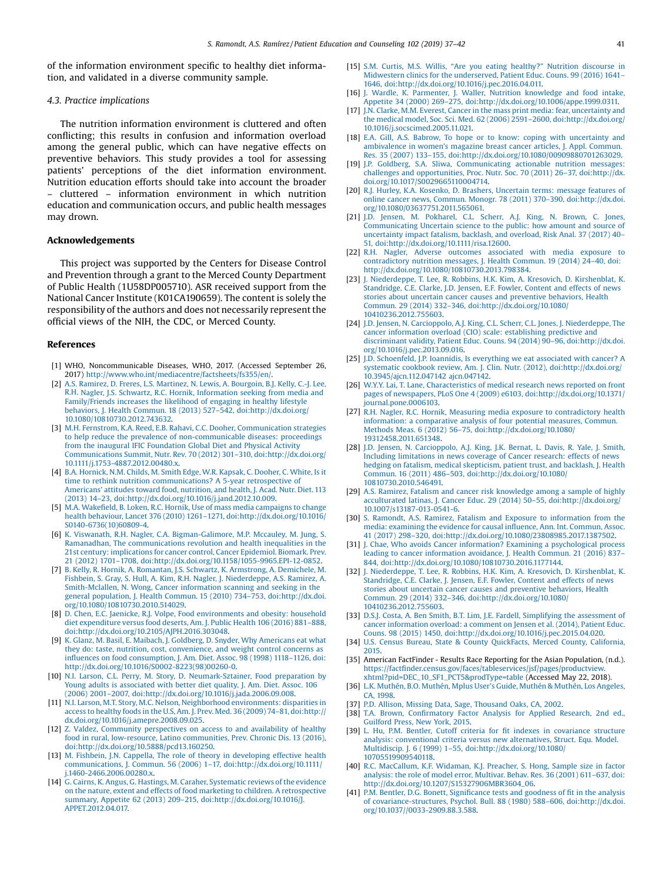of the information environment specific to healthy diet information, and validated in a diverse community sample.

### 4.3. Practice implications

The nutrition information environment is cluttered and often conflicting; this results in confusion and information overload among the general public, which can have negative effects on preventive behaviors. This study provides a tool for assessing patients' perceptions of the diet information environment. Nutrition education efforts should take into account the broader – cluttered – information environment in which nutrition education and communication occurs, and public health messages may drown.

## Acknowledgements

This project was supported by the Centers for Disease Control and Prevention through a grant to the Merced County Department of Public Health (1U58DP005710). ASR received support from the National Cancer Institute (K01CA190659). The content is solely the responsibility of the authors and does not necessarily represent the official views of the NIH, the CDC, or Merced County.

## References

[1] WHO, Noncommunicable Diseases, WHO, 2017. (Accessed September 26, 2017) http://www.who.int/mediacentre/factsheets/fs355/en/.

[2] A.S. Ramirez, D. Freres, L.S. Martinez, N. Lewis, A. Bourgoin, B.J. Kelly, C.-J. Lee, R.H. Nagler, J.S. Schwartz, R.C. Hornik, Information seeking from media and Family/Friends increases the likelihood of engaging in healthy lifestyle behaviors, J. Health Commun. 18 (2013) 527–542, doi:http://dx.doi.org/10.1080/10810730.2012.743632.

[3] M.H. Fernstrom, K.A. Reed, E.B. Rahavi, C.C. Dooher, Communication strategies to help reduce the prevalence of non-communicable diseases: proceedings from the inaugural IFIC Foundation Global Diet and Physical Activity Communications Summit, Nutr. Rev. 70 (2012) 301–310, doi:http://dx.doi.org/10.1111/j.1753-4887.2012.00480.x.

[4] B.A. Hornick, N.M. Childs, M. Smith Edge, W.R. Kapsak, C. Dooher, C. White, Is it time to rethink nutrition communications? A 5-year retrospective of Americans' attitudes toward food, nutrition, and health, J. Acad. Nutr. Diet. 113 (2013) 14–23, doi:http://dx.doi.org/10.1016/j.jand.2012.10.009.

[5] M.A. Wakefield, B. Loken, R.C. Hornik, Use of mass media campaigns to change health behaviour, Lancet 376 (2010) 1261–1271, doi:http://dx.doi.org/10.1016/S0140-6736(10)60809-4.

[6] K. Viswanath, R.H. Nagler, C.A. Bigman-Galimore, M.P. Mccauley, M. Jung, S. Ramanadhan, The communications revolution and health inequalities in the 21st century: implications for cancer control, Cancer Epidemiol. Biomark. Prev. 21 (2012) 1701–1708, doi:http://dx.doi.org/10.1158/1055-9965.EPI-12-0852.

[7] B. Kelly, R. Hornik, A. Romantan, J.S. Schwartz, K. Armstrong, A. Demichele, M. Fishbein, S. Gray, S. Hull, A. Kim, R.H. Nagler, J. Niederdeppe, A.S. Ramirez, A. Smith-Mclallen, N. Wong, Cancer information scanning and seeking in the general population, J. Health Commun. 15 (2010) 734–753, doi:http://dx.doi.org/10.1080/10810730.2010.514029.

[8] D. Chen, E.C. Jaenicke, R.J. Volpe, Food environments and obesity: household diet expenditure versus food deserts, Am. J. Public Health 106 (2016) 881–888, doi:http://dx.doi.org/10.2105/AJPH.2016.303048.

[9] K. Glanz, M. Basil, E. Maibach, J. Goldberg, D. Snyder, Why Americans eat what they do: taste, nutrition, cost, convenience, and weight control concerns as influences on food consumption, J. Am. Diet. Assoc. 98 (1998) 1118–1126, doi:http://dx.doi.org/10.1016/S0002-8223(98)00260-0.

[10] N.I. Larson, C.L. Perry, M. Story, D. Neumark-Sztainer, Food preparation by Young adults is associated with better diet quality, J. Am. Diet. Assoc. 106 (2006) 2001–2007, doi:http://dx.doi.org/10.1016/j.jada.2006.09.008.

[11] N.I. Larson, M.T. Story, M.C. Nelson, Neighborhood environments: disparities in access to healthy foods in the U.S, Am. J. Prev. Med. 36 (2009) 74–81, doi:http://dx.doi.org/10.1016/j.amepre.2008.09.025.

[12] Z. Valdez, Community perspectives on access to and availability of healthy food in rural, low-resource, Latino communities, Prev. Chronic Dis. 13 (2016), doi:http://dx.doi.org/10.5888/pcd13.160250.

[13] M. Fishbein, J.N. Cappella, The role of theory in developing effective health communications, J. Commun. 56 (2006) 1–17, doi:http://dx.doi.org/10.1111/j.1460-2466.2006.00280.x.

[14] G. Cairns, K. Angus, G. Hastings, M. Caraher, Systematic reviews of the evidence on the nature, extent and effects of food marketing to children. A retrospective summary, Appetite 62 (2013) 209–215, doi:http://dx.doi.org/10.1016/J.APPET.2012.04.017.

[15] S.M. Curtis, M.S. Willis, "Are you eating healthy?" Nutrition discourse in Midwestern clinics for the underserved, Patient Educ. Couns. 99 (2016) 1641–1646, doi:http://dx.doi.org/10.1016/j.pec.2016.04.011.

[16] J. Wardle, K. Parmenter, J. Waller, Nutrition knowledge and food intake, Appetite 34 (2000) 269–275, doi:http://dx.doi.org/10.1006/appe.1999.0311.

[17] J.N. Clarke, M.M. Everest, Cancer in the mass print media: fear, uncertainty and the medical model, Soc. Sci. Med. 62 (2006) 2591–2600, doi:http://dx.doi.org/10.1016/j.socscimed.2005.11.021.

[18] E.A. Gill, A.S. Babrow, To hope or to know: coping with uncertainty and ambivalence in women's magazine breast cancer articles, J. Appl. Commun. Res. 35 (2007) 133–155, doi:http://dx.doi.org/10.1080/00909880701263029.

[19] J.P. Goldberg, S.A. Sliwa, Communicating actionable nutrition messages: challenges and opportunities, Proc. Nutr. Soc. 70 (2011) 26–37, doi:http://dx.doi.org/10.1017/S0029665110004714.

[20] R.J. Hurley, K.A. Kosenko, D. Brashers, Uncertain terms: message features of online cancer news, Commun. Monogr. 78 (2011) 370–390, doi:http://dx.doi.org/10.1080/03637751.2011.565061.

[21] J.D. Jensen, M. Pokharel, C.L. Scherr, A.J. King, N. Brown, C. Jones, Communicating Uncertain science to the public: how amount and source of uncertainty impact fatalism, backlash, and overload, Risk Anal. 37 (2017) 40–51, doi:http://dx.doi.org/10.1111/risa.12600.

[22] R.H. Nagler, Adverse outcomes associated with media exposure to contradictory nutrition messages, J. Health Commun. 19 (2014) 24–40, doi:http://dx.doi.org/10.1080/10810730.2013.798384.

[23] J. Niederdeppe, T. Lee, R. Robbins, H.K. Kim, A. Kresovich, D. Kirshenblat, K. Standridge, C.E. Clarke, J.D. Jensen, E.F. Fowler, Content and effects of news stories about uncertain cancer causes and preventive behaviors, Health Commun. 29 (2014) 332–346, doi:http://dx.doi.org/10.1080/10410236.2012.755603.

[24] J.D. Jensen, N. Carcioppolo, A.J. King, C.L. Scherr, C.L. Jones, J. Niederdeppe, The cancer information overload (CIO) scale: establishing predictive and discriminant validity, Patient Educ. Couns. 94 (2014) 90–96, doi:http://dx.doi.org/10.1016/j.pec.2013.09.016.

[25] J.D. Schoenfeld, J.P. Ioannidis, Is everything we eat associated with cancer? A systematic cookbook review, Am. J. Clin. Nutr. (2012), doi:http://dx.doi.org/10.3945/ajcn.112.047142 ajcn.047142.

[26] W.Y.Y. Lai, T. Lane, Characteristics of medical research news reported on front pages of newspapers, PLoS One 4 (2009) e6103, doi:http://dx.doi.org/10.1371/journal.pone.0006103.

[27] R.H. Nagler, R.C. Hornik, Measuring media exposure to contradictory health information: a comparative analysis of four potential measures, Commun. Methods Meas. 6 (2012) 56–75, doi:http://dx.doi.org/10.1080/19312458.2011.651348.

[28] J.D. Jensen, N. Carcioppolo, A.J. King, J.K. Bernat, L. Davis, R. Yale, J. Smith, Including limitations in news coverage of Cancer research: effects of news hedging on fatalism, medical skepticism, patient trust, and backlash, J. Health Commun. 16 (2011) 486–503, doi:http://dx.doi.org/10.1080/10810730.2010.546491.

[29] A.S. Ramirez, Fatalism and cancer risk knowledge among a sample of highly acculturated latinas, J. Cancer Educ. 29 (2014) 50–55, doi:http://dx.doi.org/10.1007/s13187-013-0541-6.

[30] S. Ramondt, A.S. Ramirez, Fatalism and Exposure to information from the media: examining the evidence for causal influence, Ann. Int. Commun. Assoc. 41 (2017) 298–320, doi:http://dx.doi.org/10.1080/23808985.2017.1387502.

[31] J. Chae, Who avoids Cancer information? Examining a psychological process leading to cancer information avoidance, J. Health Commun. 21 (2016) 837–844, doi:http://dx.doi.org/10.1080/10810730.2016.1177144.

[32] J. Niederdeppe, T. Lee, R. Robbins, H.K. Kim, A. Kresovich, D. Kirshenblat, K. Standridge, C.E. Clarke, J.D. Jensen, E.F. Fowler, Content and effects of news stories about uncertain cancer causes and preventive behaviors, Health Commun. 29 (2014) 332–346, doi:http://dx.doi.org/10.1080/10410236.2012.755603.

[33] D.S.J. Costa, A. Ben Smith, B.T. Lim, J.E. Fardell, Simplifying the assessment of cancer information overload: a comment on Jensen et al. (2014), Patient Educ. Couns. 98 (2015) 1450, doi:http://dx.doi.org/10.1016/j.pec.2015.04.020.

[34] U.S. Census Bureau, State & County QuickFacts, Merced County, California, 2015.

[35] American FactFinder - Results Race Reporting for the Asian Population, (n.d.). https://factfinder.census.gov/faces/tableservices/jsf/pages/productview.xhtml?pid=DEC_10_SF1_PCT5&prodType=table (Accessed May 22, 2018).

[36] L.K. Muthén, B.O. Muthén, Mplus User's Guide, Muthén & Muthén, Los Angeles, CA, 1998.

[37] P.D. Allison, Missing Data, Sage, Thousand Oaks, CA, 2002.

[38] T.A. Brown, Confirmatory Factor Analysis for Applied Research, 2nd ed., Guilford Press, New York, 2015.

[39] L. Hu, P.M. Bentler, Cutoff criteria for fit indexes in covariance structure analysis: conventional criteria versus new alternatives, Struct. Equ. Model. Multidiscip. J. 6 (1999) 1–55, doi:http://dx.doi.org/10.1080/10705519909540118.

[40] R.C. MacCallum, K.F. Widaman, K.J. Preacher, S. Hong, Sample size in factor analysis: the role of model error, Multivar. Behav. Res. 36 (2001) 611–637, doi:http://dx.doi.org/10.1207/S15327906MBR3604_06.

[41] P.M. Bentler, D.G. Bonett, Significance tests and goodness of fit in the analysis of covariance-structures, Psychol. Bull. 88 (1980) 588–606, doi:http://dx.doi.org/10.1037//0033-2909.88.3.588.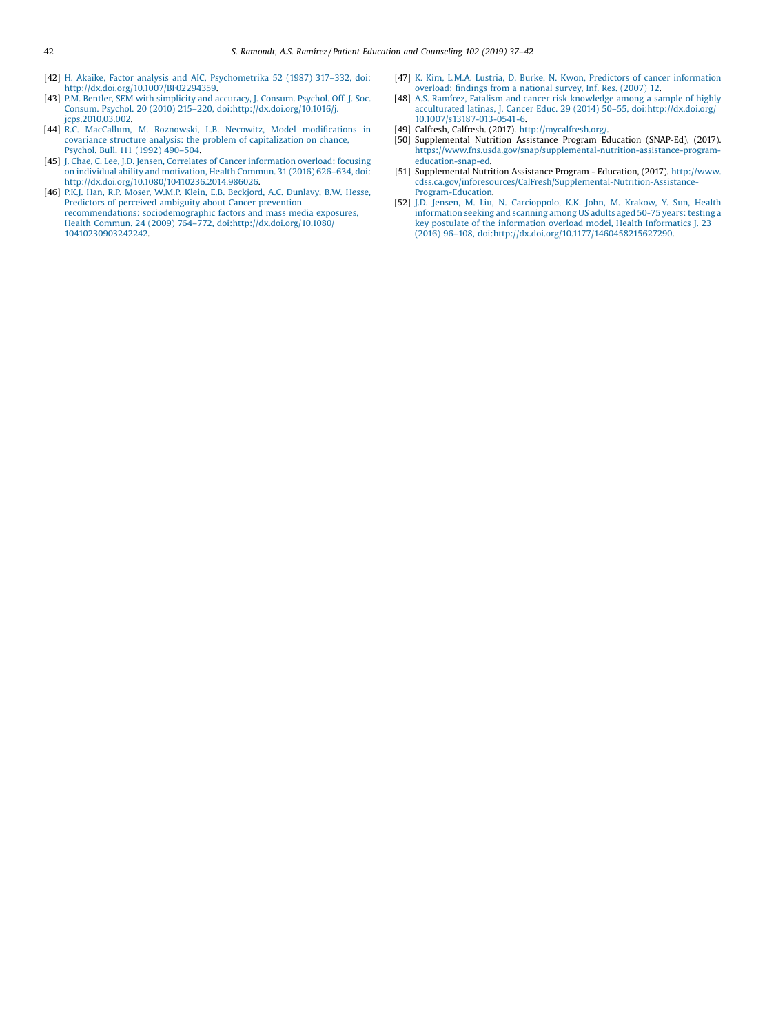[42] H. Akaike, Factor analysis and AIC, Psychometrika 52 (1987) 317–332, doi: http://dx.doi.org/10.1007/BF02294359.

[43] P.M. Bentler, SEM with simplicity and accuracy, J. Consum. Psychol. Off. J. Soc. Consum. Psychol. 20 (2010) 215–220, doi:http://dx.doi.org/10.1016/j.jcps.2010.03.002.

[44] R.C. MacCallum, M. Roznowski, L.B. Necowitz, Model modifications in covariance structure analysis: the problem of capitalization on chance, Psychol. Bull. 111 (1992) 490–504.

[45] J. Chae, C. Lee, J.D. Jensen, Correlates of Cancer information overload: focusing on individual ability and motivation, Health Commun. 31 (2016) 626–634, doi: http://dx.doi.org/10.1080/10410236.2014.986026.

[46] P.K.J. Han, R.P. Moser, W.M.P. Klein, E.B. Beckjord, A.C. Dunlavy, B.W. Hesse, Predictors of perceived ambiguity about Cancer prevention recommendations: sociodemographic factors and mass media exposures, Health Commun. 24 (2009) 764–772, doi:http://dx.doi.org/10.1080/10410230903242242.

[47] K. Kim, L.M.A. Lustria, D. Burke, N. Kwon, Predictors of cancer information overload: findings from a national survey, Inf. Res. (2007) 12.

[48] A.S. Ramírez, Fatalism and cancer risk knowledge among a sample of highly acculturated latinas, J. Cancer Educ. 29 (2014) 50–55, doi:http://dx.doi.org/10.1007/s13187-013-0541-6.

[49] Calfresh, Calfresh. (2017). http://mycalfresh.org/.

[50] Supplemental Nutrition Assistance Program Education (SNAP-Ed), (2017). https://www.fns.usda.gov/snap/supplemental-nutrition-assistance-program-education-snap-ed.

[51] Supplemental Nutrition Assistance Program - Education, (2017). http://www.cdss.ca.gov/inforesources/CalFresh/Supplemental-Nutrition-Assistance-Program-Education.

[52] J.D. Jensen, M. Liu, N. Carcioppolo, K.K. John, M. Krakow, Y. Sun, Health information seeking and scanning among US adults aged 50-75 years: testing a key postulate of the information overload model, Health Informatics J. 23 (2016) 96–108, doi:http://dx.doi.org/10.1177/1460458215627290.